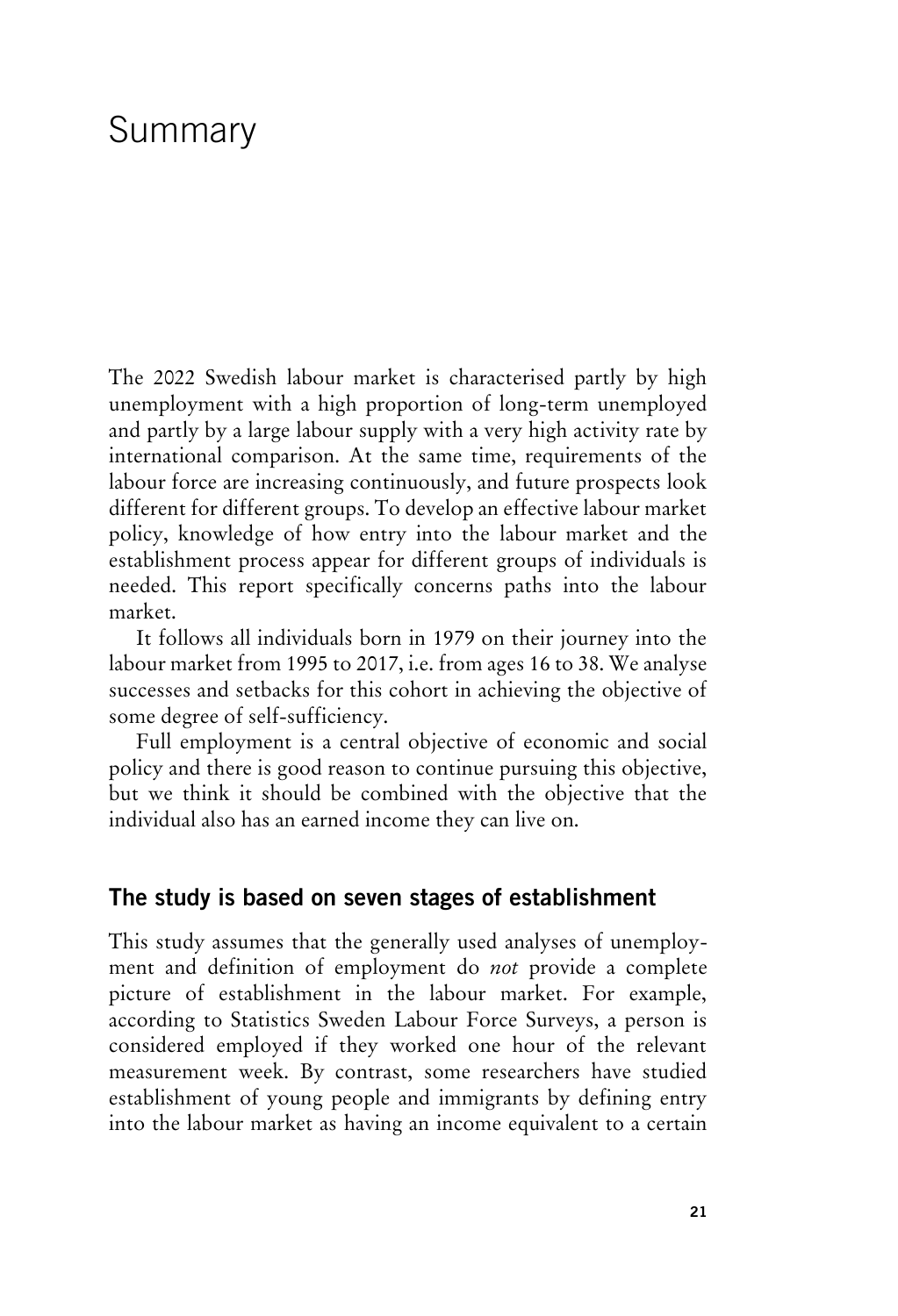# Summary

The 2022 Swedish labour market is characterised partly by high unemployment with a high proportion of long-term unemployed and partly by a large labour supply with a very high activity rate by international comparison. At the same time, requirements of the labour force are increasing continuously, and future prospects look different for different groups. To develop an effective labour market policy, knowledge of how entry into the labour market and the establishment process appear for different groups of individuals is needed. This report specifically concerns paths into the labour market.

It follows all individuals born in 1979 on their journey into the labour market from 1995 to 2017, i.e. from ages 16 to 38. We analyse successes and setbacks for this cohort in achieving the objective of some degree of self-sufficiency.

Full employment is a central objective of economic and social policy and there is good reason to continue pursuing this objective, but we think it should be combined with the objective that the individual also has an earned income they can live on.

## The study is based on seven stages of establishment

This study assumes that the generally used analyses of unemployment and definition of employment do *not* provide a complete picture of establishment in the labour market. For example, according to Statistics Sweden Labour Force Surveys, a person is considered employed if they worked one hour of the relevant measurement week. By contrast, some researchers have studied establishment of young people and immigrants by defining entry into the labour market as having an income equivalent to a certain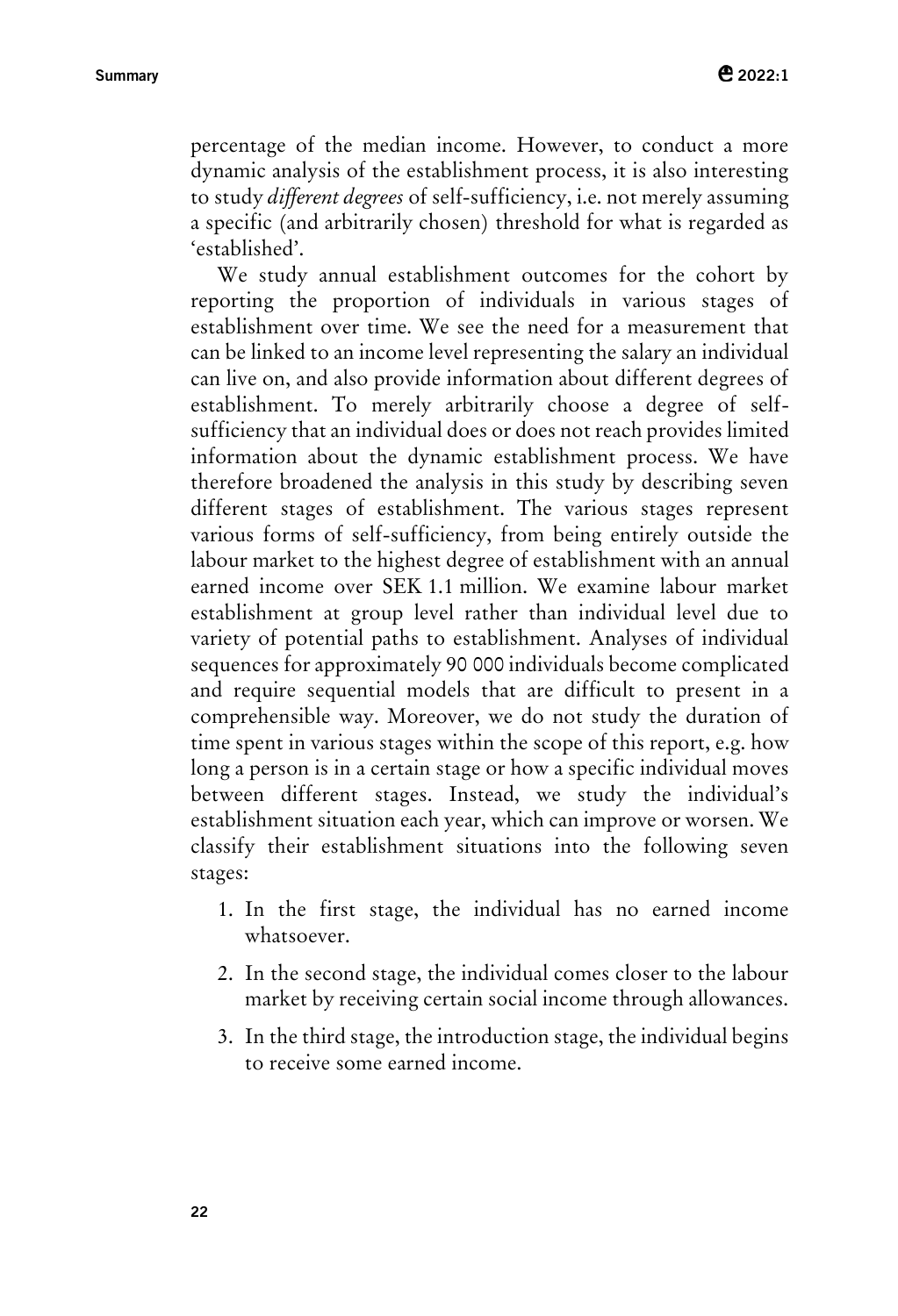percentage of the median income. However, to conduct a more dynamic analysis of the establishment process, it is also interesting to study *different degrees* of self-sufficiency, i.e. not merely assuming a specific (and arbitrarily chosen) threshold for what is regarded as 'established'.

We study annual establishment outcomes for the cohort by reporting the proportion of individuals in various stages of establishment over time. We see the need for a measurement that can be linked to an income level representing the salary an individual can live on, and also provide information about different degrees of establishment. To merely arbitrarily choose a degree of self-sufficiency that an individual does or does not reach provides limited information about the dynamic establishment process. We have therefore broadened the analysis in this study by describing seven different stages of establishment. The various stages represent various forms of self-sufficiency, from being entirely outside the labour market to the highest degree of establishment with an annual earned income over SEK 1.1 million. We examine labour market establishment at group level rather than individual level due to variety of potential paths to establishment. Analyses of individual sequences for approximately 90 000 individuals become complicated and require sequential models that are difficult to present in a comprehensible way. Moreover, we do not study the duration of time spent in various stages within the scope of this report, e.g. how long a person is in a certain stage or how a specific individual moves between different stages. Instead, we study the individual's establishment situation each year, which can improve or worsen. We classify their establishment situations into the following seven stages:

1. In the first stage, the individual has no earned income whatsoever.
2. In the second stage, the individual comes closer to the labour market by receiving certain social income through allowances.
3. In the third stage, the introduction stage, the individual begins to receive some earned income.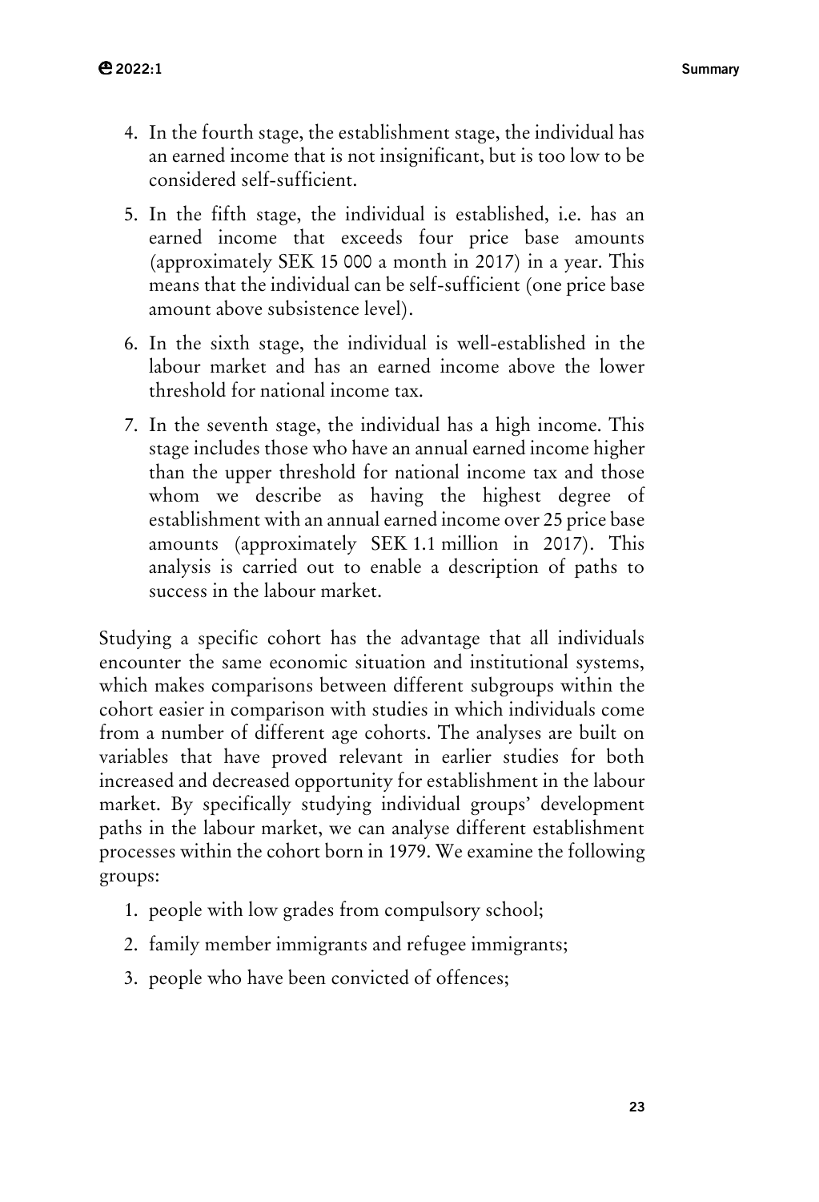4. In the fourth stage, the establishment stage, the individual has an earned income that is not insignificant, but is too low to be considered self-sufficient.
5. In the fifth stage, the individual is established, i.e. has an earned income that exceeds four price base amounts (approximately SEK 15 000 a month in 2017) in a year. This means that the individual can be self-sufficient (one price base amount above subsistence level).
6. In the sixth stage, the individual is well-established in the labour market and has an earned income above the lower threshold for national income tax.
7. In the seventh stage, the individual has a high income. This stage includes those who have an annual earned income higher than the upper threshold for national income tax and those whom we describe as having the highest degree of establishment with an annual earned income over 25 price base amounts (approximately SEK 1.1 million in 2017). This analysis is carried out to enable a description of paths to success in the labour market.

Studying a specific cohort has the advantage that all individuals encounter the same economic situation and institutional systems, which makes comparisons between different subgroups within the cohort easier in comparison with studies in which individuals come from a number of different age cohorts. The analyses are built on variables that have proved relevant in earlier studies for both increased and decreased opportunity for establishment in the labour market. By specifically studying individual groups' development paths in the labour market, we can analyse different establishment processes within the cohort born in 1979. We examine the following groups:

1. people with low grades from compulsory school;
2. family member immigrants and refugee immigrants;
3. people who have been convicted of offences;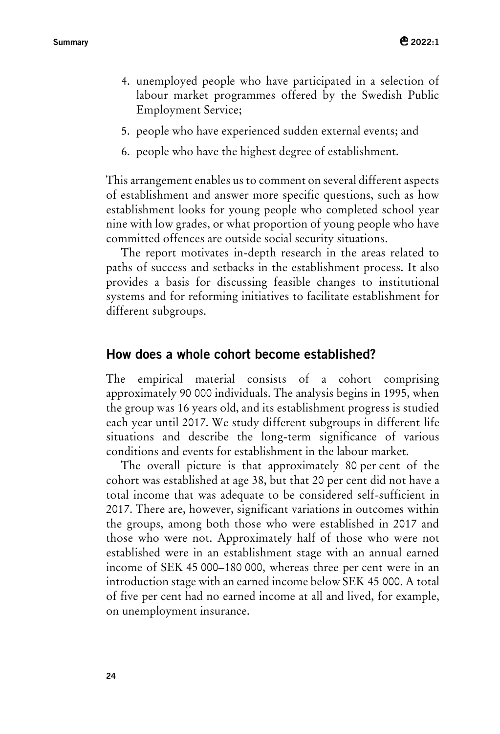4. unemployed people who have participated in a selection of labour market programmes offered by the Swedish Public Employment Service;
5. people who have experienced sudden external events; and
6. people who have the highest degree of establishment.

This arrangement enables us to comment on several different aspects of establishment and answer more specific questions, such as how establishment looks for young people who completed school year nine with low grades, or what proportion of young people who have committed offences are outside social security situations.

The report motivates in-depth research in the areas related to paths of success and setbacks in the establishment process. It also provides a basis for discussing feasible changes to institutional systems and for reforming initiatives to facilitate establishment for different subgroups.

## How does a whole cohort become established?

The empirical material consists of a cohort comprising approximately 90 000 individuals. The analysis begins in 1995, when the group was 16 years old, and its establishment progress is studied each year until 2017. We study different subgroups in different life situations and describe the long-term significance of various conditions and events for establishment in the labour market.

The overall picture is that approximately 80 per cent of the cohort was established at age 38, but that 20 per cent did not have a total income that was adequate to be considered self-sufficient in 2017. There are, however, significant variations in outcomes within the groups, among both those who were established in 2017 and those who were not. Approximately half of those who were not established were in an establishment stage with an annual earned income of SEK 45 000–180 000, whereas three per cent were in an introduction stage with an earned income below SEK 45 000. A total of five per cent had no earned income at all and lived, for example, on unemployment insurance.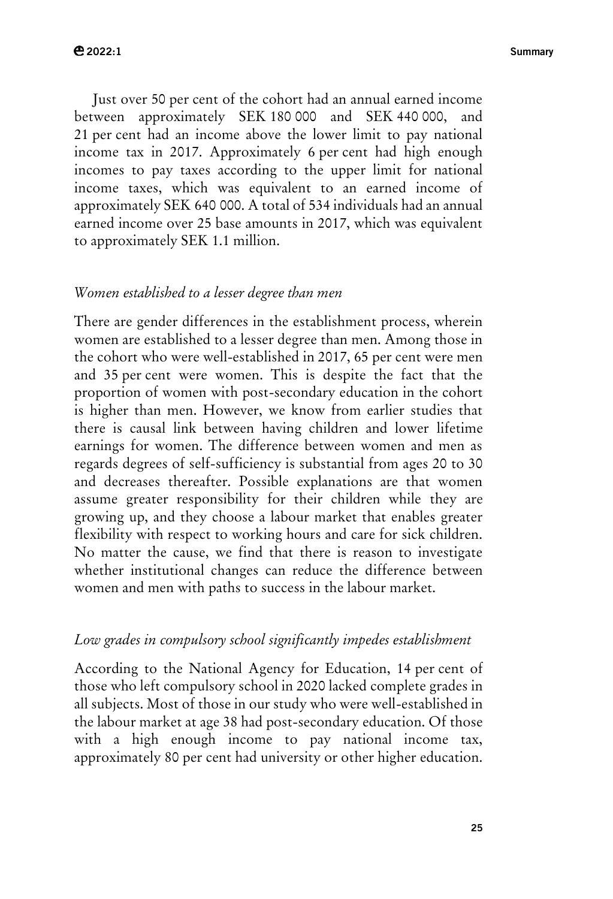Just over 50 per cent of the cohort had an annual earned income between approximately SEK 180 000 and SEK 440 000, and 21 per cent had an income above the lower limit to pay national income tax in 2017. Approximately 6 per cent had high enough incomes to pay taxes according to the upper limit for national income taxes, which was equivalent to an earned income of approximately SEK 640 000. A total of 534 individuals had an annual earned income over 25 base amounts in 2017, which was equivalent to approximately SEK 1.1 million.

### *Women established to a lesser degree than men*

There are gender differences in the establishment process, wherein women are established to a lesser degree than men. Among those in the cohort who were well-established in 2017, 65 per cent were men and 35 per cent were women. This is despite the fact that the proportion of women with post-secondary education in the cohort is higher than men. However, we know from earlier studies that there is causal link between having children and lower lifetime earnings for women. The difference between women and men as regards degrees of self-sufficiency is substantial from ages 20 to 30 and decreases thereafter. Possible explanations are that women assume greater responsibility for their children while they are growing up, and they choose a labour market that enables greater flexibility with respect to working hours and care for sick children. No matter the cause, we find that there is reason to investigate whether institutional changes can reduce the difference between women and men with paths to success in the labour market.

### *Low grades in compulsory school significantly impedes establishment*

According to the National Agency for Education, 14 per cent of those who left compulsory school in 2020 lacked complete grades in all subjects. Most of those in our study who were well-established in the labour market at age 38 had post-secondary education. Of those with a high enough income to pay national income tax, approximately 80 per cent had university or other higher education.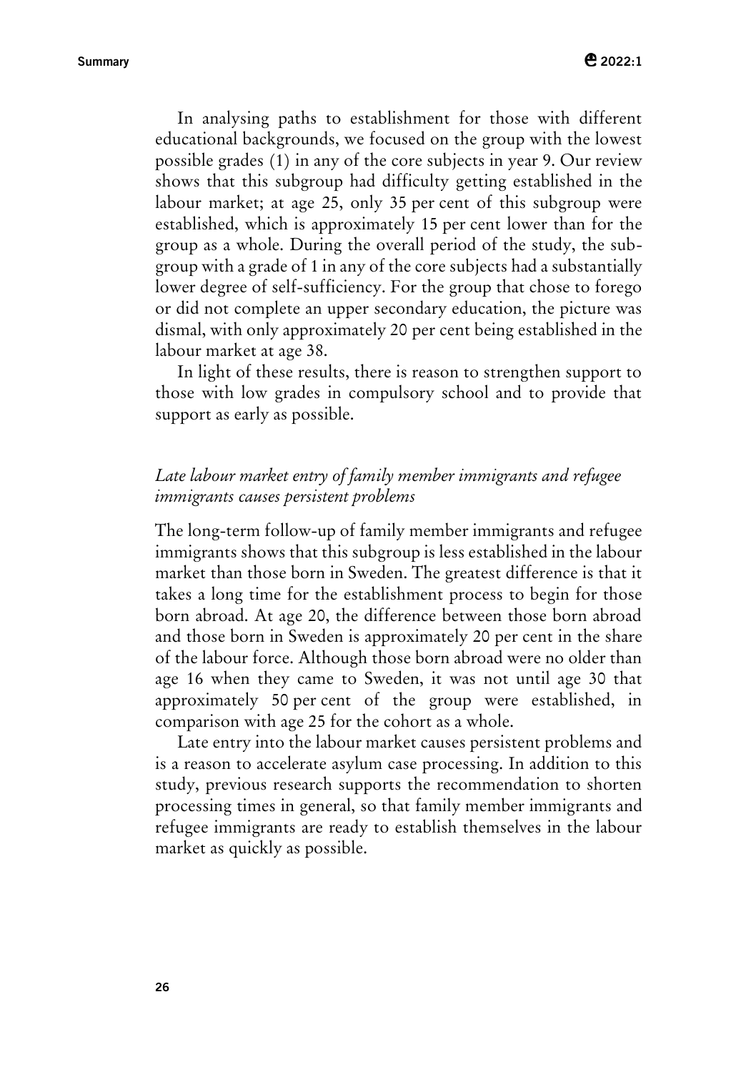In analysing paths to establishment for those with different educational backgrounds, we focused on the group with the lowest possible grades (1) in any of the core subjects in year 9. Our review shows that this subgroup had difficulty getting established in the labour market; at age 25, only 35 per cent of this subgroup were established, which is approximately 15 per cent lower than for the group as a whole. During the overall period of the study, the subgroup with a grade of 1 in any of the core subjects had a substantially lower degree of self-sufficiency. For the group that chose to forego or did not complete an upper secondary education, the picture was dismal, with only approximately 20 per cent being established in the labour market at age 38.

In light of these results, there is reason to strengthen support to those with low grades in compulsory school and to provide that support as early as possible.

### *Late labour market entry of family member immigrants and refugee immigrants causes persistent problems*

The long-term follow-up of family member immigrants and refugee immigrants shows that this subgroup is less established in the labour market than those born in Sweden. The greatest difference is that it takes a long time for the establishment process to begin for those born abroad. At age 20, the difference between those born abroad and those born in Sweden is approximately 20 per cent in the share of the labour force. Although those born abroad were no older than age 16 when they came to Sweden, it was not until age 30 that approximately 50 per cent of the group were established, in comparison with age 25 for the cohort as a whole.

Late entry into the labour market causes persistent problems and is a reason to accelerate asylum case processing. In addition to this study, previous research supports the recommendation to shorten processing times in general, so that family member immigrants and refugee immigrants are ready to establish themselves in the labour market as quickly as possible.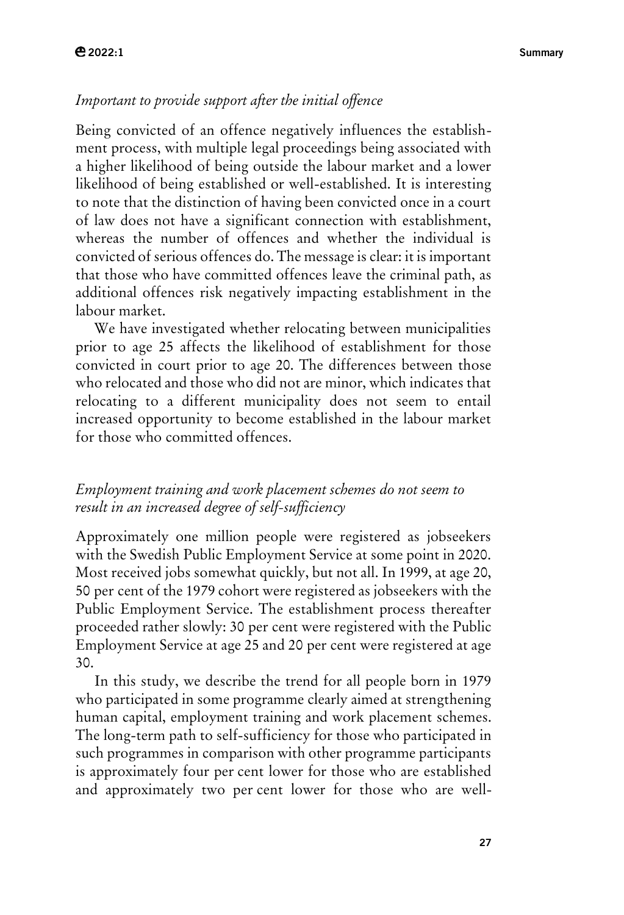### *Important to provide support after the initial offence*

Being convicted of an offence negatively influences the establishment process, with multiple legal proceedings being associated with a higher likelihood of being outside the labour market and a lower likelihood of being established or well-established. It is interesting to note that the distinction of having been convicted once in a court of law does not have a significant connection with establishment, whereas the number of offences and whether the individual is convicted of serious offences do. The message is clear: it is important that those who have committed offences leave the criminal path, as additional offences risk negatively impacting establishment in the labour market.

We have investigated whether relocating between municipalities prior to age 25 affects the likelihood of establishment for those convicted in court prior to age 20. The differences between those who relocated and those who did not are minor, which indicates that relocating to a different municipality does not seem to entail increased opportunity to become established in the labour market for those who committed offences.

### *Employment training and work placement schemes do not seem to result in an increased degree of self-sufficiency*

Approximately one million people were registered as jobseekers with the Swedish Public Employment Service at some point in 2020. Most received jobs somewhat quickly, but not all. In 1999, at age 20, 50 per cent of the 1979 cohort were registered as jobseekers with the Public Employment Service. The establishment process thereafter proceeded rather slowly: 30 per cent were registered with the Public Employment Service at age 25 and 20 per cent were registered at age 30.

In this study, we describe the trend for all people born in 1979 who participated in some programme clearly aimed at strengthening human capital, employment training and work placement schemes. The long-term path to self-sufficiency for those who participated in such programmes in comparison with other programme participants is approximately four per cent lower for those who are established and approximately two per cent lower for those who are well-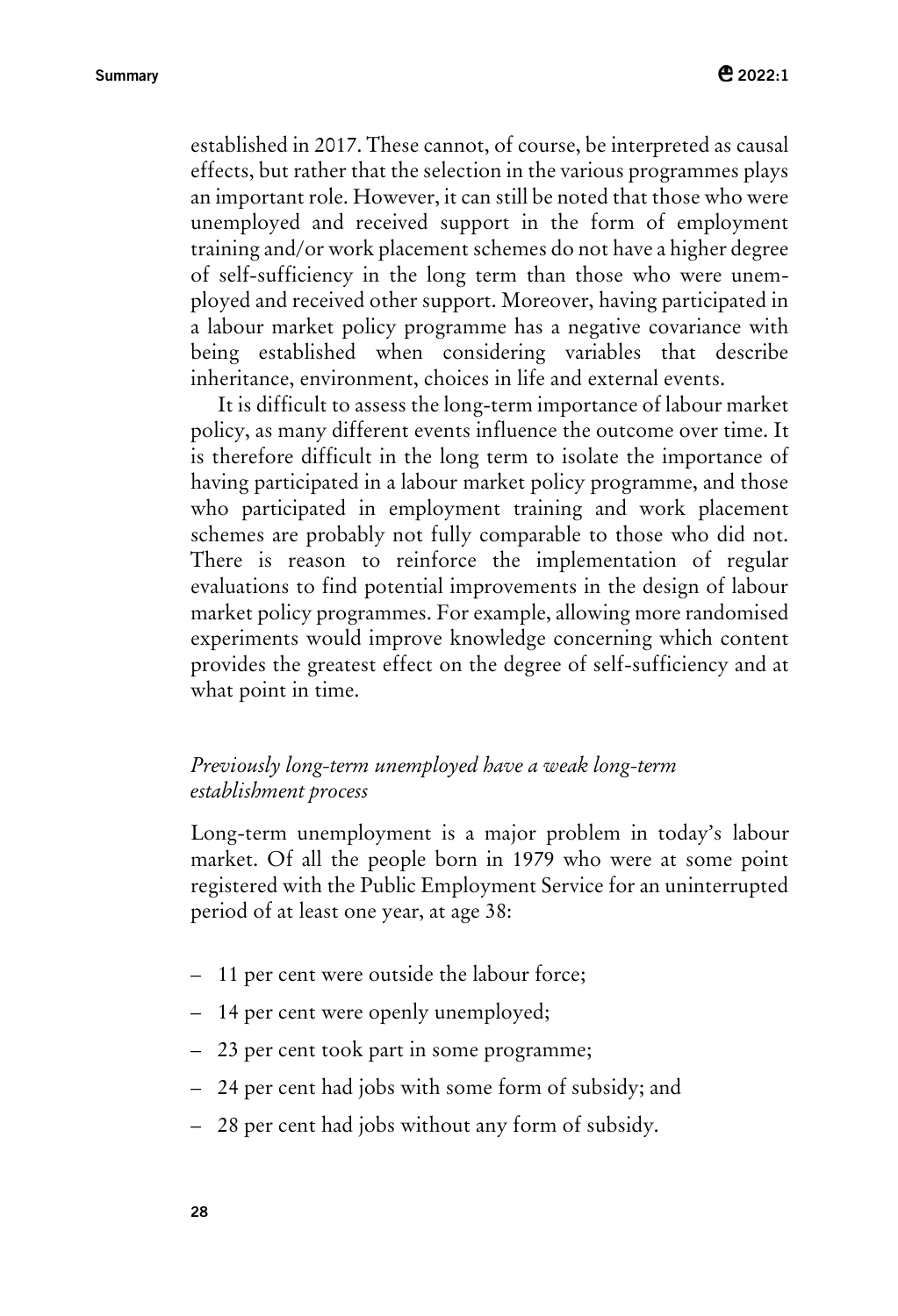established in 2017. These cannot, of course, be interpreted as causal effects, but rather that the selection in the various programmes plays an important role. However, it can still be noted that those who were unemployed and received support in the form of employment training and/or work placement schemes do not have a higher degree of self-sufficiency in the long term than those who were unemployed and received other support. Moreover, having participated in a labour market policy programme has a negative covariance with being established when considering variables that describe inheritance, environment, choices in life and external events.

It is difficult to assess the long-term importance of labour market policy, as many different events influence the outcome over time. It is therefore difficult in the long term to isolate the importance of having participated in a labour market policy programme, and those who participated in employment training and work placement schemes are probably not fully comparable to those who did not. There is reason to reinforce the implementation of regular evaluations to find potential improvements in the design of labour market policy programmes. For example, allowing more randomised experiments would improve knowledge concerning which content provides the greatest effect on the degree of self-sufficiency and at what point in time.

### *Previously long-term unemployed have a weak long-term establishment process*

Long-term unemployment is a major problem in today's labour market. Of all the people born in 1979 who were at some point registered with the Public Employment Service for an uninterrupted period of at least one year, at age 38:

- 11 per cent were outside the labour force;
- 14 per cent were openly unemployed;
- 23 per cent took part in some programme;
- 24 per cent had jobs with some form of subsidy; and
- 28 per cent had jobs without any form of subsidy.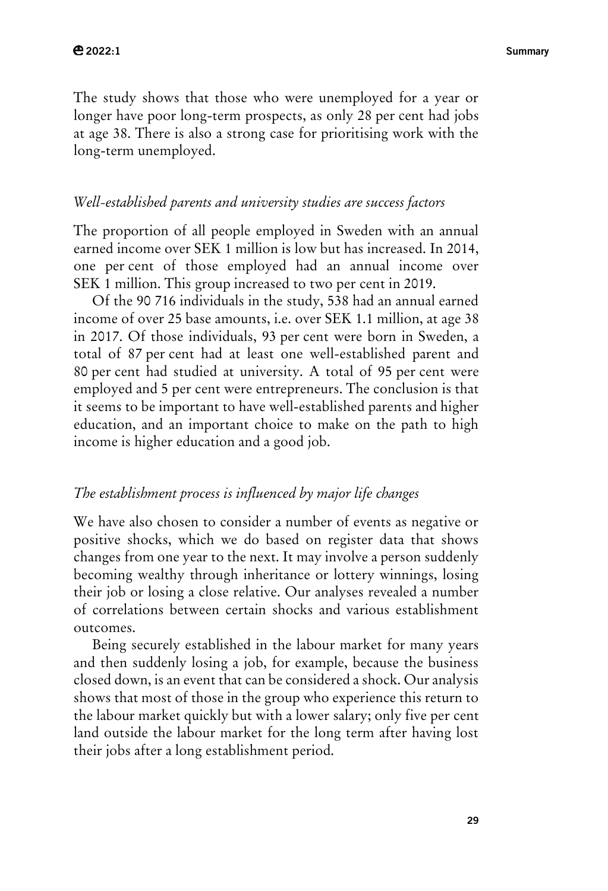The study shows that those who were unemployed for a year or longer have poor long-term prospects, as only 28 per cent had jobs at age 38. There is also a strong case for prioritising work with the long-term unemployed.

### *Well-established parents and university studies are success factors*

The proportion of all people employed in Sweden with an annual earned income over SEK 1 million is low but has increased. In 2014, one per cent of those employed had an annual income over SEK 1 million. This group increased to two per cent in 2019.

Of the 90 716 individuals in the study, 538 had an annual earned income of over 25 base amounts, i.e. over SEK 1.1 million, at age 38 in 2017. Of those individuals, 93 per cent were born in Sweden, a total of 87 per cent had at least one well-established parent and 80 per cent had studied at university. A total of 95 per cent were employed and 5 per cent were entrepreneurs. The conclusion is that it seems to be important to have well-established parents and higher education, and an important choice to make on the path to high income is higher education and a good job.

### *The establishment process is influenced by major life changes*

We have also chosen to consider a number of events as negative or positive shocks, which we do based on register data that shows changes from one year to the next. It may involve a person suddenly becoming wealthy through inheritance or lottery winnings, losing their job or losing a close relative. Our analyses revealed a number of correlations between certain shocks and various establishment outcomes.

Being securely established in the labour market for many years and then suddenly losing a job, for example, because the business closed down, is an event that can be considered a shock. Our analysis shows that most of those in the group who experience this return to the labour market quickly but with a lower salary; only five per cent land outside the labour market for the long term after having lost their jobs after a long establishment period.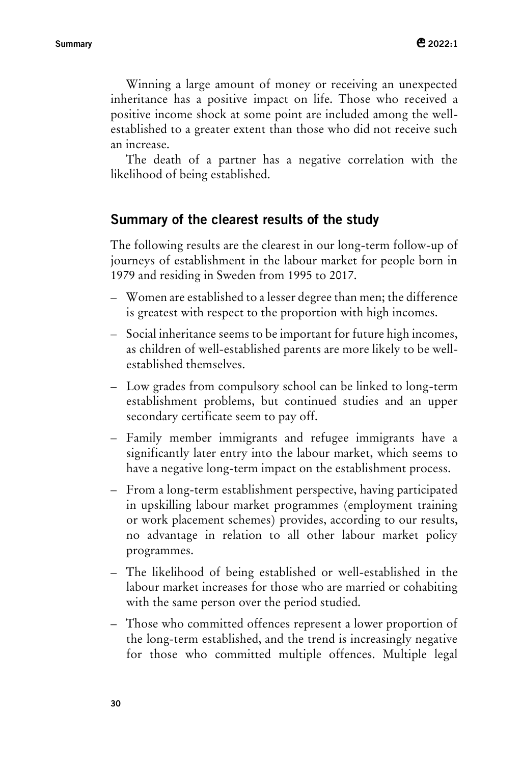Winning a large amount of money or receiving an unexpected inheritance has a positive impact on life. Those who received a positive income shock at some point are included among the well-established to a greater extent than those who did not receive such an increase.

The death of a partner has a negative correlation with the likelihood of being established.

## Summary of the clearest results of the study

The following results are the clearest in our long-term follow-up of journeys of establishment in the labour market for people born in 1979 and residing in Sweden from 1995 to 2017.

- Women are established to a lesser degree than men; the difference is greatest with respect to the proportion with high incomes.
- Social inheritance seems to be important for future high incomes, as children of well-established parents are more likely to be well-established themselves.
- Low grades from compulsory school can be linked to long-term establishment problems, but continued studies and an upper secondary certificate seem to pay off.
- Family member immigrants and refugee immigrants have a significantly later entry into the labour market, which seems to have a negative long-term impact on the establishment process.
- From a long-term establishment perspective, having participated in upskilling labour market programmes (employment training or work placement schemes) provides, according to our results, no advantage in relation to all other labour market policy programmes.
- The likelihood of being established or well-established in the labour market increases for those who are married or cohabiting with the same person over the period studied.
- Those who committed offences represent a lower proportion of the long-term established, and the trend is increasingly negative for those who committed multiple offences. Multiple legal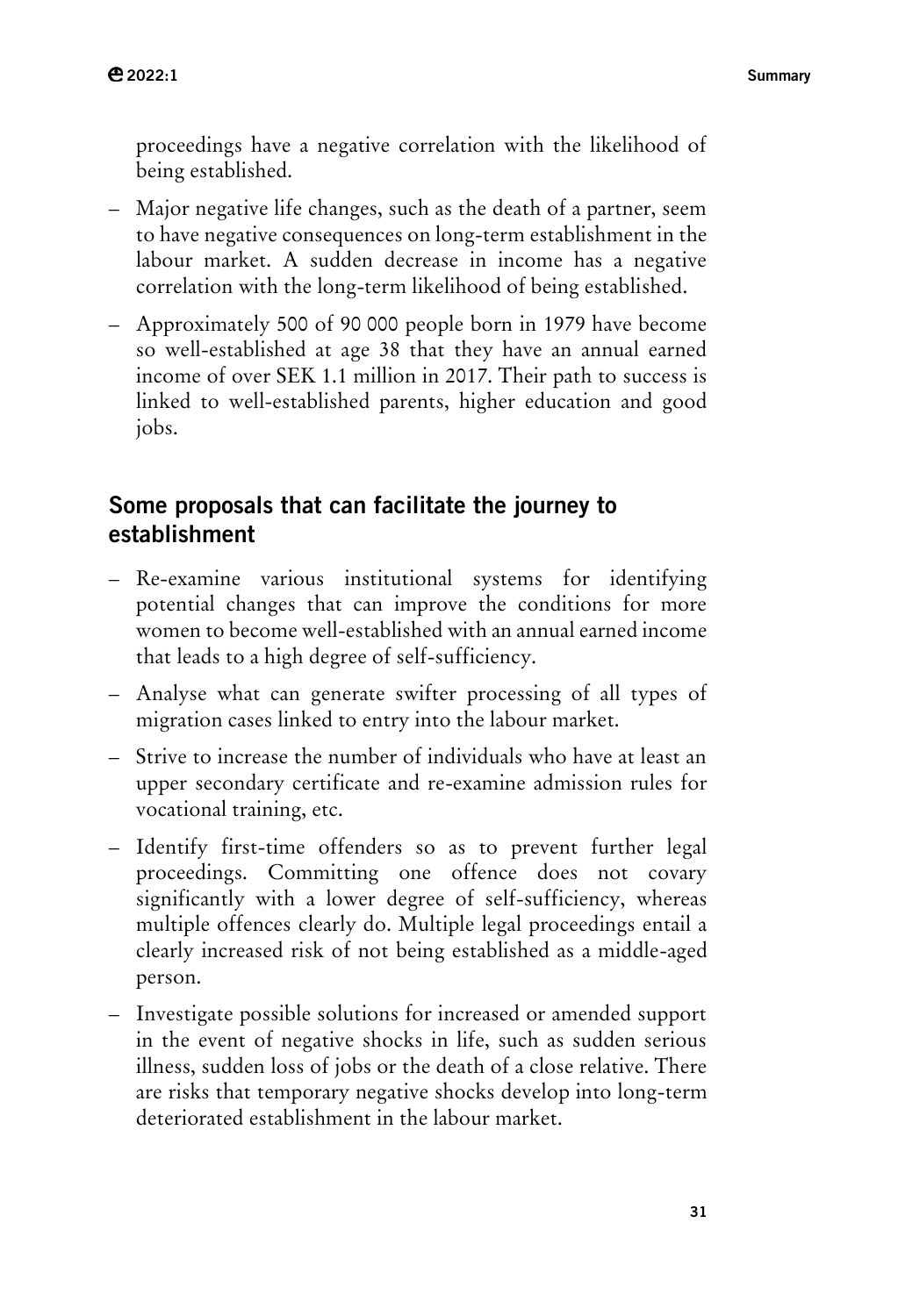proceedings have a negative correlation with the likelihood of being established.

– Major negative life changes, such as the death of a partner, seem to have negative consequences on long-term establishment in the labour market. A sudden decrease in income has a negative correlation with the long-term likelihood of being established.

– Approximately 500 of 90 000 people born in 1979 have become so well-established at age 38 that they have an annual earned income of over SEK 1.1 million in 2017. Their path to success is linked to well-established parents, higher education and good jobs.

## Some proposals that can facilitate the journey to establishment

– Re-examine various institutional systems for identifying potential changes that can improve the conditions for more women to become well-established with an annual earned income that leads to a high degree of self-sufficiency.

– Analyse what can generate swifter processing of all types of migration cases linked to entry into the labour market.

– Strive to increase the number of individuals who have at least an upper secondary certificate and re-examine admission rules for vocational training, etc.

– Identify first-time offenders so as to prevent further legal proceedings. Committing one offence does not covary significantly with a lower degree of self-sufficiency, whereas multiple offences clearly do. Multiple legal proceedings entail a clearly increased risk of not being established as a middle-aged person.

– Investigate possible solutions for increased or amended support in the event of negative shocks in life, such as sudden serious illness, sudden loss of jobs or the death of a close relative. There are risks that temporary negative shocks develop into long-term deteriorated establishment in the labour market.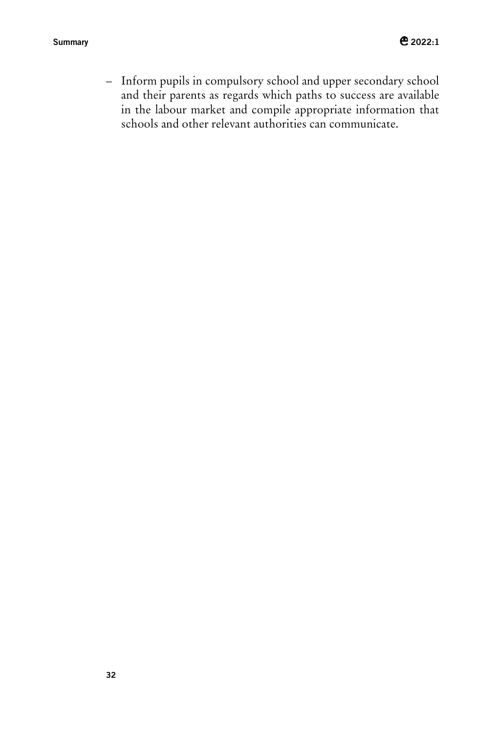- Inform pupils in compulsory school and upper secondary school and their parents as regards which paths to success are available in the labour market and compile appropriate information that schools and other relevant authorities can communicate.